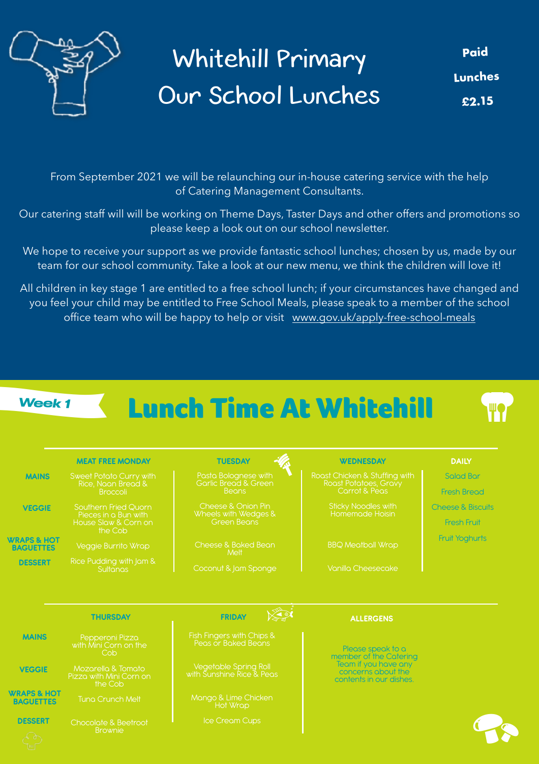# Whitehill Primary
# Our School Lunches

**Paid Lunches £2.15**

From September 2021 we will be relaunching our in-house catering service with the help of Catering Management Consultants.

Our catering staff will will be working on Theme Days, Taster Days and other offers and promotions so please keep a look out on our school newsletter.

We hope to receive your support as we provide fantastic school lunches; chosen by us, made by our team for our school community. Take a look at our new menu, we think the children will love it!

All children in key stage 1 are entitled to a free school lunch; if your circumstances have changed and you feel your child may be entitled to Free School Meals, please speak to a member of the school office team who will be happy to help or visit www.gov.uk/apply-free-school-meals

*Week 1*

## Lunch Time At Whitehill

| | MEAT FREE MONDAY | TUESDAY | WEDNESDAY | DAILY |
|---|---|---|---|---|
| MAINS | Sweet Potato Curry with Rice, Naan Bread & Broccoli | Pasta Bolognese with Garlic Bread & Green Beans | Roast Chicken & Stuffing with Roast Potatoes, Gravy Carrot & Peas | Salad Bar |
| VEGGIE | Southern Fried Quorn Pieces in a Bun with House Slaw & Corn on the Cob | Cheese & Onion Pin Wheels with Wedges & Green Beans | Sticky Noodles with Homemade Hoisin | Fresh Bread |
| WRAPS & HOT BAGUETTES | Veggie Burrito Wrap | Cheese & Baked Bean Melt | BBQ Meatball Wrap | Cheese & Biscuits |
| DESSERT | Rice Pudding with Jam & Sultanas | Coconut & Jam Sponge | Vanilla Cheesecake | Fresh Fruit |
| | | | | Fruit Yoghurts |

| | THURSDAY | FRIDAY |
|---|---|---|
| MAINS | Pepperoni Pizza with Mini Corn on the Cob | Fish Fingers with Chips & Peas or Baked Beans |
| VEGGIE | Mozarella & Tomato Pizza with Mini Corn on the Cob | Vegetable Spring Roll with Sunshine Rice & Peas |
| WRAPS & HOT BAGUETTES | Tuna Crunch Melt | Mango & Lime Chicken Hot Wrap |
| DESSERT | Chocolate & Beetroot Brownie | Ice Cream Cups |

**ALLERGENS**

Please speak to a member of the Catering Team if you have any concerns about the contents in our dishes.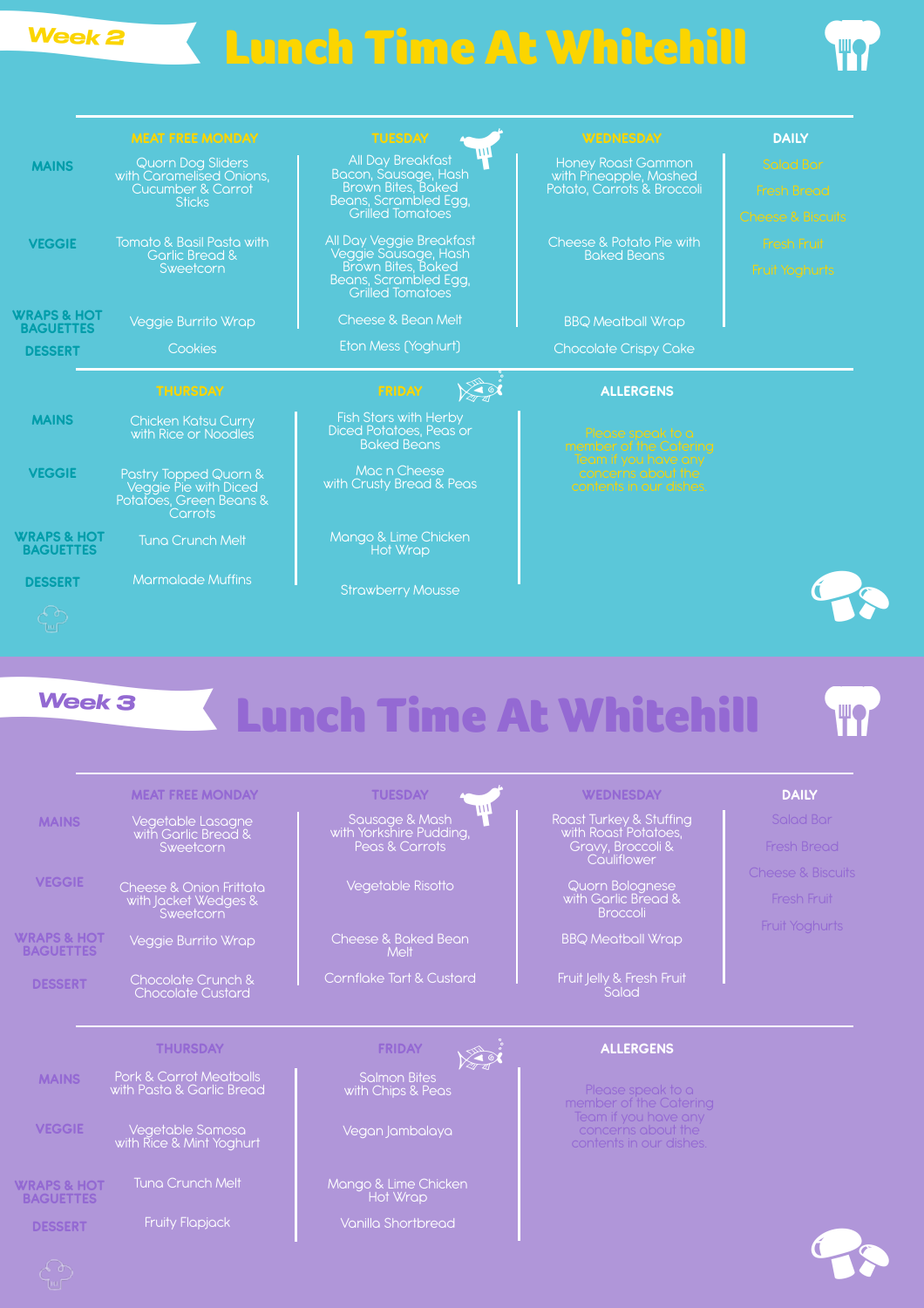# Week 2 — Lunch Time At Whitehill

| | MEAT FREE MONDAY | TUESDAY | WEDNESDAY | DAILY |
|---|---|---|---|---|
| MAINS | Quorn Dog Sliders with Caramelised Onions, Cucumber & Carrot Sticks | All Day Breakfast Bacon, Sausage, Hash Brown Bites, Baked Beans, Scrambled Egg, Grilled Tomatoes | Honey Roast Gammon with Pineapple, Mashed Potato, Carrots & Broccoli | Salad Bar |
| VEGGIE | Tomato & Basil Pasta with Garlic Bread & Sweetcorn | All Day Veggie Breakfast Veggie Sausage, Hash Brown Bites, Baked Beans, Scrambled Egg, Grilled Tomatoes | Cheese & Potato Pie with Baked Beans | Fresh Bread |
| WRAPS & HOT BAGUETTES | Veggie Burrito Wrap | Cheese & Bean Melt | BBQ Meatball Wrap | Cheese & Biscuits |
| DESSERT | Cookies | Eton Mess (Yoghurt) | Chocolate Crispy Cake | Fresh Fruit |
| | | | | Fruit Yoghurts |

| | THURSDAY | FRIDAY |
|---|---|---|
| MAINS | Chicken Katsu Curry with Rice or Noodles | Fish Stars with Herby Diced Potatoes, Peas or Baked Beans |
| VEGGIE | Pastry Topped Quorn & Veggie Pie with Diced Potatoes, Green Beans & Carrots | Mac n Cheese with Crusty Bread & Peas |
| WRAPS & HOT BAGUETTES | Tuna Crunch Melt | Mango & Lime Chicken Hot Wrap |
| DESSERT | Marmalade Muffins | Strawberry Mousse |

**ALLERGENS**

Please speak to a member of the Catering Team if you have any concerns about the contents in our dishes.

# Week 3 — Lunch Time At Whitehill

| | MEAT FREE MONDAY | TUESDAY | WEDNESDAY | DAILY |
|---|---|---|---|---|
| MAINS | Vegetable Lasagne with Garlic Bread & Sweetcorn | Sausage & Mash with Yorkshire Pudding, Peas & Carrots | Roast Turkey & Stuffing with Roast Potatoes, Gravy, Broccoli & Cauliflower | Salad Bar |
| VEGGIE | Cheese & Onion Frittata with Jacket Wedges & Sweetcorn | Vegetable Risotto | Quorn Bolognese with Garlic Bread & Broccoli | Fresh Bread |
| WRAPS & HOT BAGUETTES | Veggie Burrito Wrap | Cheese & Baked Bean Melt | BBQ Meatball Wrap | Cheese & Biscuits |
| DESSERT | Chocolate Crunch & Chocolate Custard | Cornflake Tart & Custard | Fruit Jelly & Fresh Fruit Salad | Fresh Fruit |
| | | | | Fruit Yoghurts |

| | THURSDAY | FRIDAY |
|---|---|---|
| MAINS | Pork & Carrot Meatballs with Pasta & Garlic Bread | Salmon Bites with Chips & Peas |
| VEGGIE | Vegetable Samosa with Rice & Mint Yoghurt | Vegan Jambalaya |
| WRAPS & HOT BAGUETTES | Tuna Crunch Melt | Mango & Lime Chicken Hot Wrap |
| DESSERT | Fruity Flapjack | Vanilla Shortbread |

**ALLERGENS**

Please speak to a member of the Catering Team if you have any concerns about the contents in our dishes.